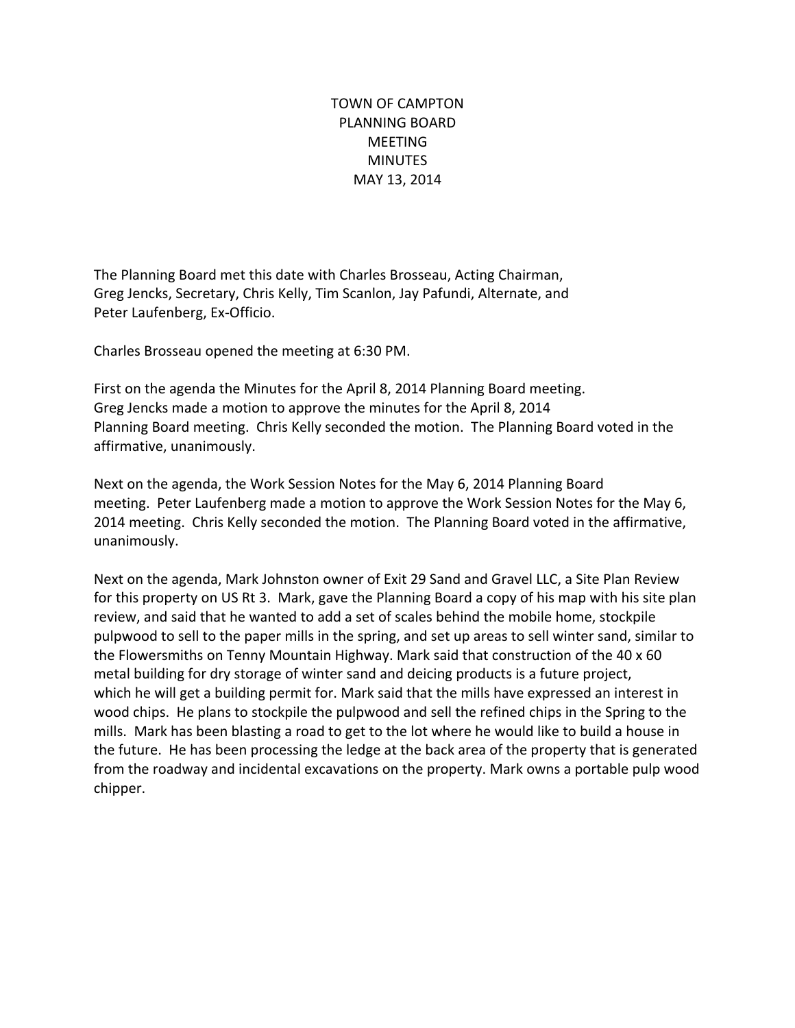# TOWN OF CAMPTON
# PLANNING BOARD
# MEETING
# MINUTES
# MAY 13, 2014

The Planning Board met this date with Charles Brosseau, Acting Chairman, Greg Jencks, Secretary, Chris Kelly, Tim Scanlon, Jay Pafundi, Alternate, and Peter Laufenberg, Ex-Officio.

Charles Brosseau opened the meeting at 6:30 PM.

First on the agenda the Minutes for the April 8, 2014 Planning Board meeting. Greg Jencks made a motion to approve the minutes for the April 8, 2014 Planning Board meeting. Chris Kelly seconded the motion. The Planning Board voted in the affirmative, unanimously.

Next on the agenda, the Work Session Notes for the May 6, 2014 Planning Board meeting. Peter Laufenberg made a motion to approve the Work Session Notes for the May 6, 2014 meeting. Chris Kelly seconded the motion. The Planning Board voted in the affirmative, unanimously.

Next on the agenda, Mark Johnston owner of Exit 29 Sand and Gravel LLC, a Site Plan Review for this property on US Rt 3. Mark, gave the Planning Board a copy of his map with his site plan review, and said that he wanted to add a set of scales behind the mobile home, stockpile pulpwood to sell to the paper mills in the spring, and set up areas to sell winter sand, similar to the Flowersmiths on Tenny Mountain Highway. Mark said that construction of the 40 x 60 metal building for dry storage of winter sand and deicing products is a future project, which he will get a building permit for. Mark said that the mills have expressed an interest in wood chips. He plans to stockpile the pulpwood and sell the refined chips in the Spring to the mills. Mark has been blasting a road to get to the lot where he would like to build a house in the future. He has been processing the ledge at the back area of the property that is generated from the roadway and incidental excavations on the property. Mark owns a portable pulp wood chipper.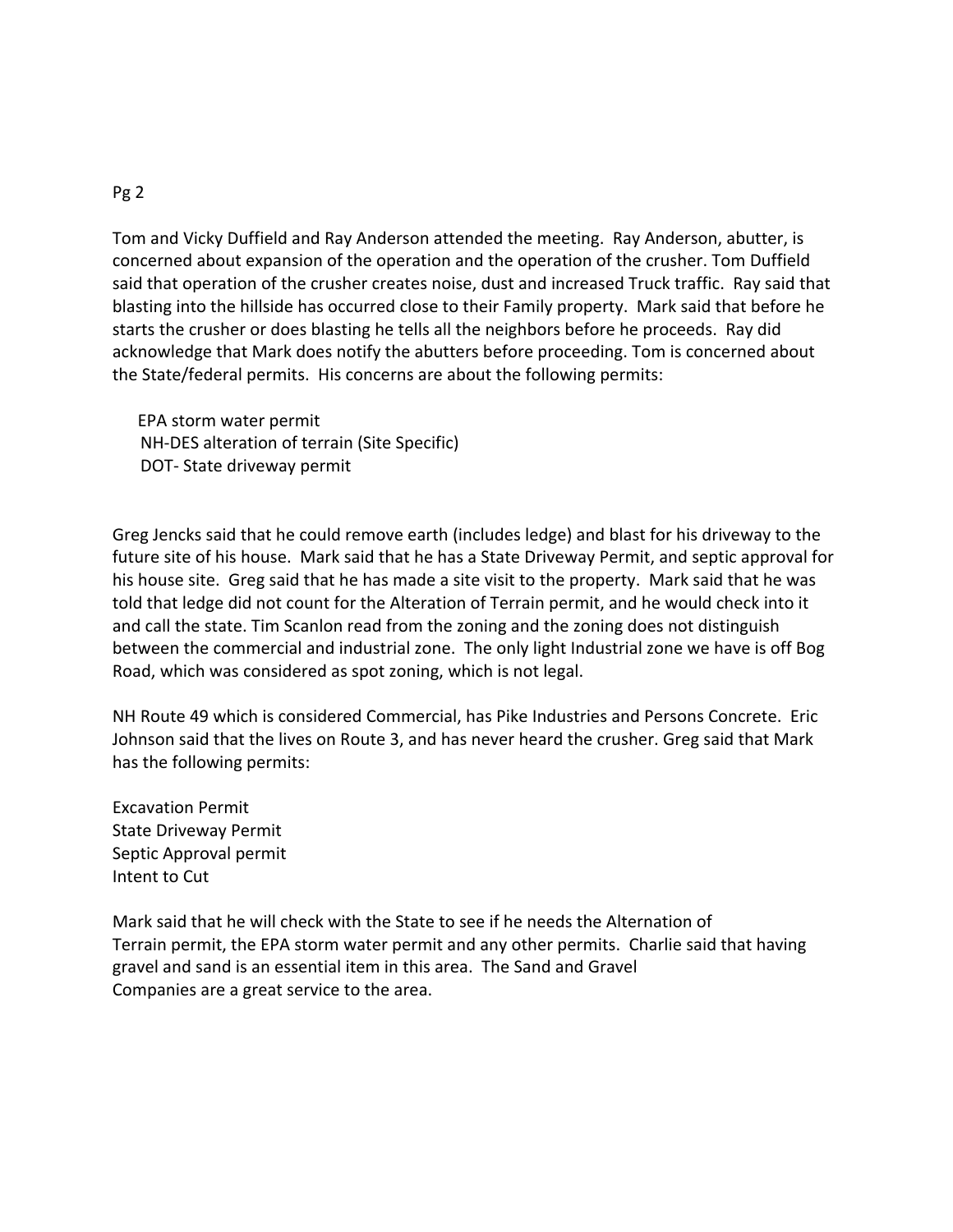Tom and Vicky Duffield and Ray Anderson attended the meeting. Ray Anderson, abutter, is concerned about expansion of the operation and the operation of the crusher. Tom Duffield said that operation of the crusher creates noise, dust and increased Truck traffic. Ray said that blasting into the hillside has occurred close to their Family property. Mark said that before he starts the crusher or does blasting he tells all the neighbors before he proceeds. Ray did acknowledge that Mark does notify the abutters before proceeding. Tom is concerned about the State/federal permits. His concerns are about the following permits:

EPA storm water permit
NH-DES alteration of terrain (Site Specific)
DOT- State driveway permit

Greg Jencks said that he could remove earth (includes ledge) and blast for his driveway to the future site of his house. Mark said that he has a State Driveway Permit, and septic approval for his house site. Greg said that he has made a site visit to the property. Mark said that he was told that ledge did not count for the Alteration of Terrain permit, and he would check into it and call the state. Tim Scanlon read from the zoning and the zoning does not distinguish between the commercial and industrial zone. The only light Industrial zone we have is off Bog Road, which was considered as spot zoning, which is not legal.

NH Route 49 which is considered Commercial, has Pike Industries and Persons Concrete. Eric Johnson said that the lives on Route 3, and has never heard the crusher. Greg said that Mark has the following permits:

Excavation Permit
State Driveway Permit
Septic Approval permit
Intent to Cut

Mark said that he will check with the State to see if he needs the Alternation of Terrain permit, the EPA storm water permit and any other permits. Charlie said that having gravel and sand is an essential item in this area. The Sand and Gravel Companies are a great service to the area.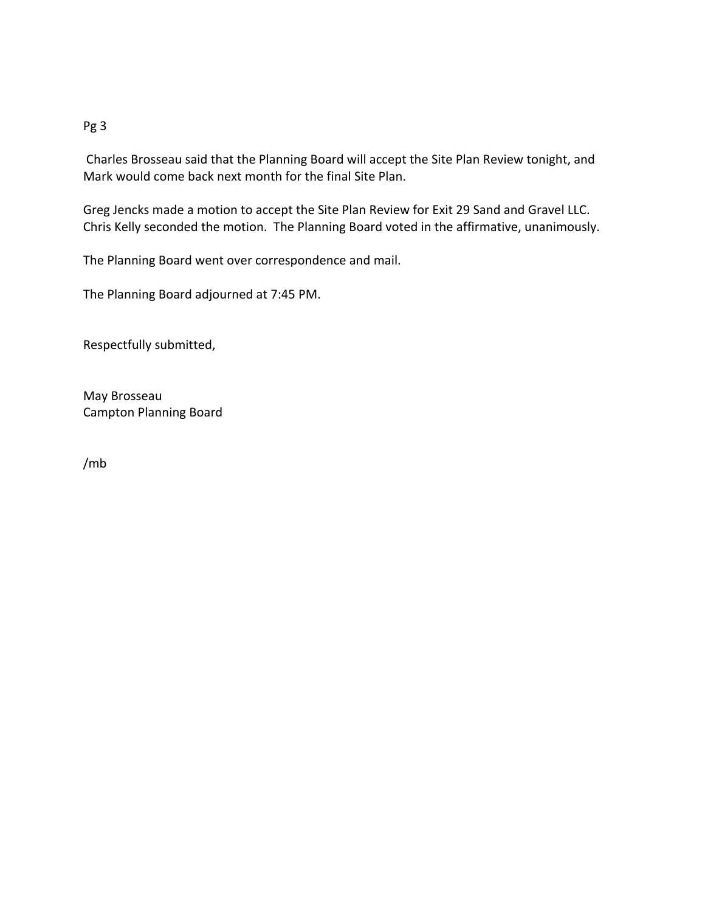Charles Brosseau said that the Planning Board will accept the Site Plan Review tonight, and Mark would come back next month for the final Site Plan.

Greg Jencks made a motion to accept the Site Plan Review for Exit 29 Sand and Gravel LLC. Chris Kelly seconded the motion. The Planning Board voted in the affirmative, unanimously.

The Planning Board went over correspondence and mail.

The Planning Board adjourned at 7:45 PM.

Respectfully submitted,

May Brosseau
Campton Planning Board

/mb